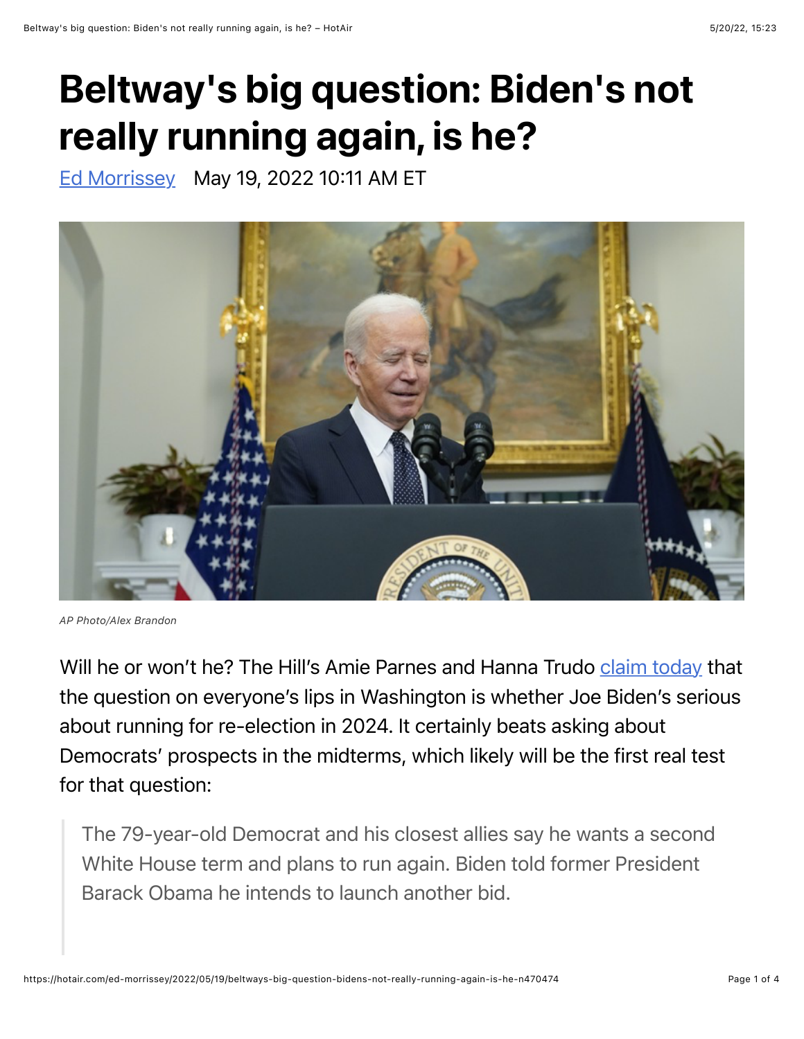# Beltway's big question: Biden's not really running again, is he?

Ed Morrissey   May 19, 2022 10:11 AM ET

AP Photo/Alex Brandon

Will he or won't he? The Hill's Amie Parnes and Hanna Trudo claim today that the question on everyone's lips in Washington is whether Joe Biden's serious about running for re-election in 2024. It certainly beats asking about Democrats' prospects in the midterms, which likely will be the first real test for that question:

> The 79-year-old Democrat and his closest allies say he wants a second White House term and plans to run again. Biden told former President Barack Obama he intends to launch another bid.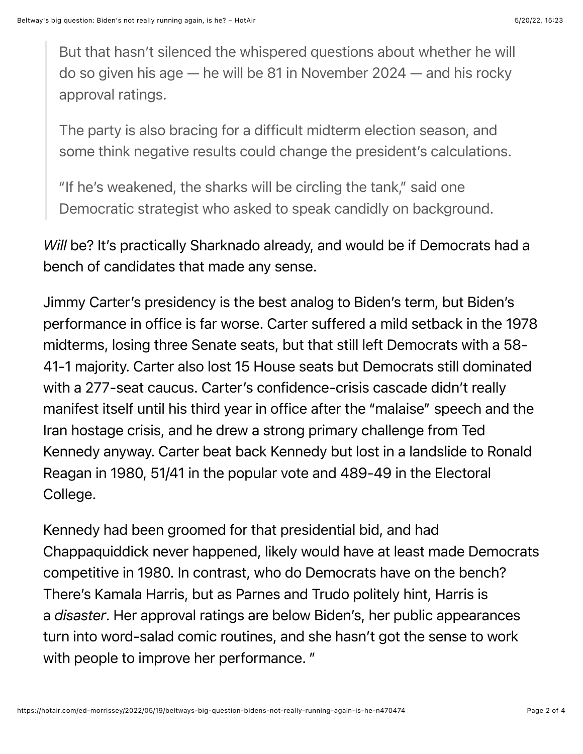> But that hasn't silenced the whispered questions about whether he will do so given his age — he will be 81 in November 2024 — and his rocky approval ratings.
>
> The party is also bracing for a difficult midterm election season, and some think negative results could change the president's calculations.
>
> "If he's weakened, the sharks will be circling the tank," said one Democratic strategist who asked to speak candidly on background.

*Will* be? It's practically Sharknado already, and would be if Democrats had a bench of candidates that made any sense.

Jimmy Carter's presidency is the best analog to Biden's term, but Biden's performance in office is far worse. Carter suffered a mild setback in the 1978 midterms, losing three Senate seats, but that still left Democrats with a 58-41-1 majority. Carter also lost 15 House seats but Democrats still dominated with a 277-seat caucus. Carter's confidence-crisis cascade didn't really manifest itself until his third year in office after the "malaise" speech and the Iran hostage crisis, and he drew a strong primary challenge from Ted Kennedy anyway. Carter beat back Kennedy but lost in a landslide to Ronald Reagan in 1980, 51/41 in the popular vote and 489-49 in the Electoral College.

Kennedy had been groomed for that presidential bid, and had Chappaquiddick never happened, likely would have at least made Democrats competitive in 1980. In contrast, who do Democrats have on the bench? There's Kamala Harris, but as Parnes and Trudo politely hint, Harris is a *disaster*. Her approval ratings are below Biden's, her public appearances turn into word-salad comic routines, and she hasn't got the sense to work with people to improve her performance. "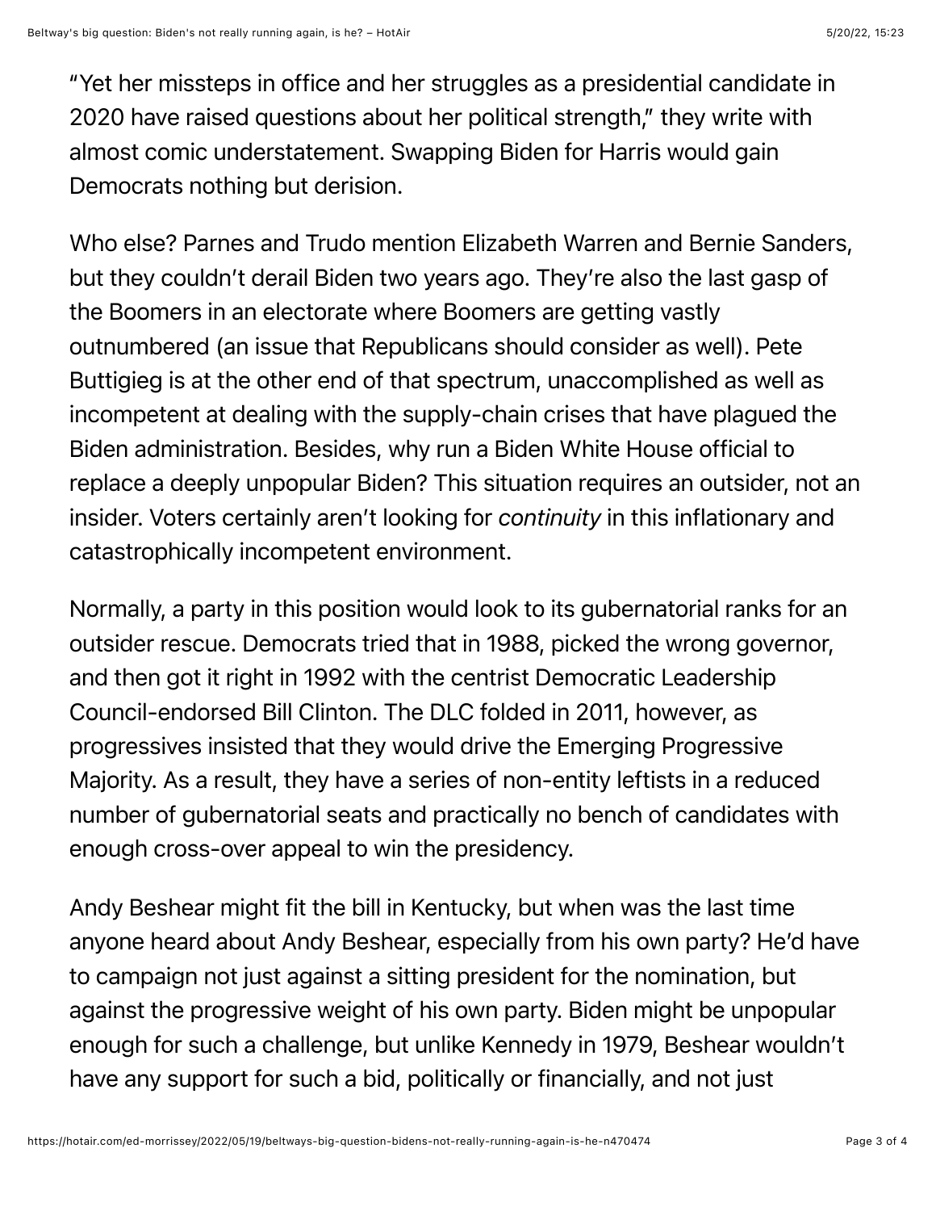"Yet her missteps in office and her struggles as a presidential candidate in 2020 have raised questions about her political strength," they write with almost comic understatement. Swapping Biden for Harris would gain Democrats nothing but derision.

Who else? Parnes and Trudo mention Elizabeth Warren and Bernie Sanders, but they couldn't derail Biden two years ago. They're also the last gasp of the Boomers in an electorate where Boomers are getting vastly outnumbered (an issue that Republicans should consider as well). Pete Buttigieg is at the other end of that spectrum, unaccomplished as well as incompetent at dealing with the supply-chain crises that have plagued the Biden administration. Besides, why run a Biden White House official to replace a deeply unpopular Biden? This situation requires an outsider, not an insider. Voters certainly aren't looking for *continuity* in this inflationary and catastrophically incompetent environment.

Normally, a party in this position would look to its gubernatorial ranks for an outsider rescue. Democrats tried that in 1988, picked the wrong governor, and then got it right in 1992 with the centrist Democratic Leadership Council-endorsed Bill Clinton. The DLC folded in 2011, however, as progressives insisted that they would drive the Emerging Progressive Majority. As a result, they have a series of non-entity leftists in a reduced number of gubernatorial seats and practically no bench of candidates with enough cross-over appeal to win the presidency.

Andy Beshear might fit the bill in Kentucky, but when was the last time anyone heard about Andy Beshear, especially from his own party? He'd have to campaign not just against a sitting president for the nomination, but against the progressive weight of his own party. Biden might be unpopular enough for such a challenge, but unlike Kennedy in 1979, Beshear wouldn't have any support for such a bid, politically or financially, and not just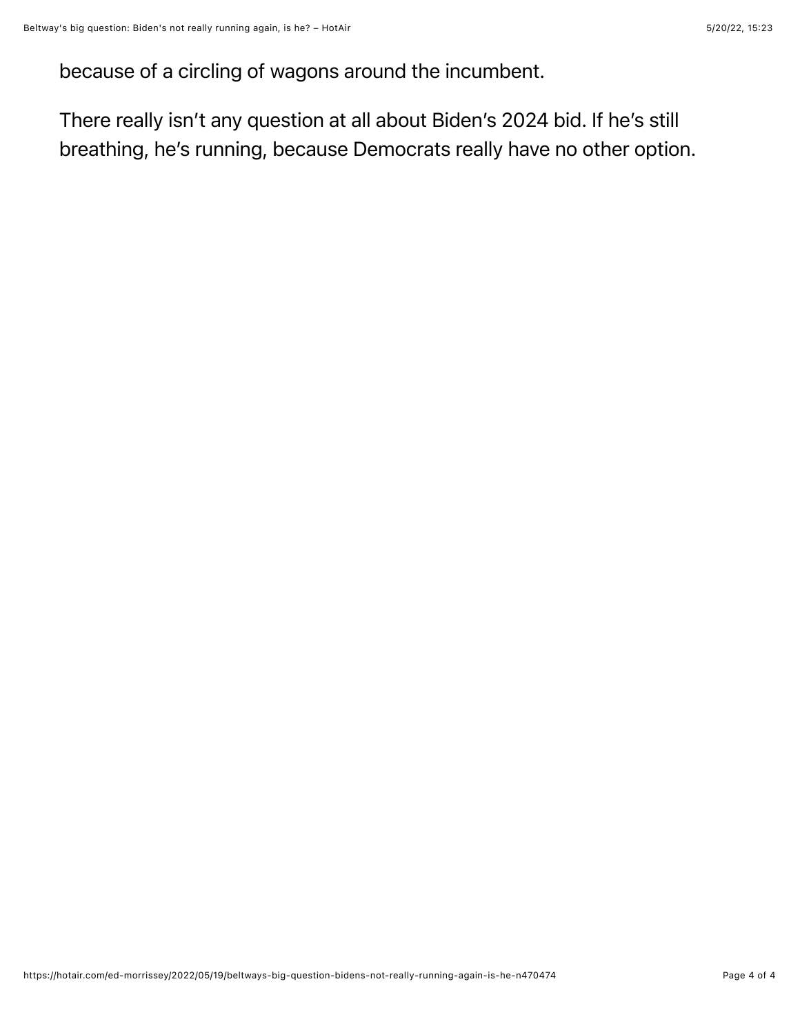because of a circling of wagons around the incumbent.

There really isn't any question at all about Biden's 2024 bid. If he's still breathing, he's running, because Democrats really have no other option.